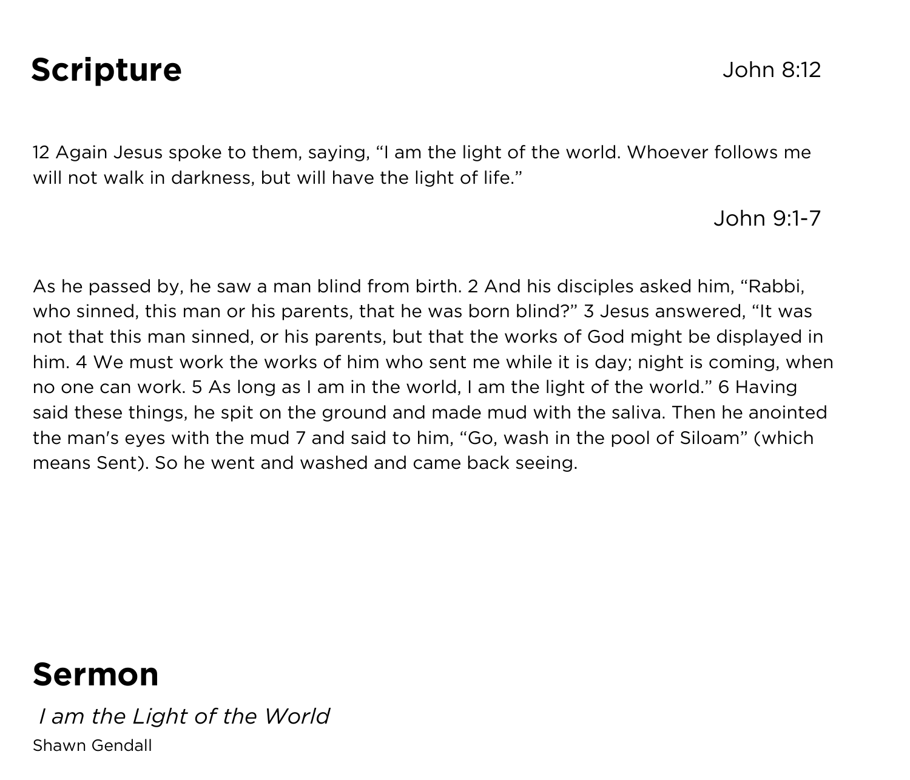## Scripture

John 8:12

12 Again Jesus spoke to them, saying, “I am the light of the world. Whoever follows me will not walk in darkness, but will have the light of life.”

John 9:1-7

As he passed by, he saw a man blind from birth. 2 And his disciples asked him, “Rabbi, who sinned, this man or his parents, that he was born blind?” 3 Jesus answered, “It was not that this man sinned, or his parents, but that the works of God might be displayed in him. 4 We must work the works of him who sent me while it is day; night is coming, when no one can work. 5 As long as I am in the world, I am the light of the world.” 6 Having said these things, he spit on the ground and made mud with the saliva. Then he anointed the man's eyes with the mud 7 and said to him, “Go, wash in the pool of Siloam” (which means Sent). So he went and washed and came back seeing.

## Sermon

*I am the Light of the World*

Shawn Gendall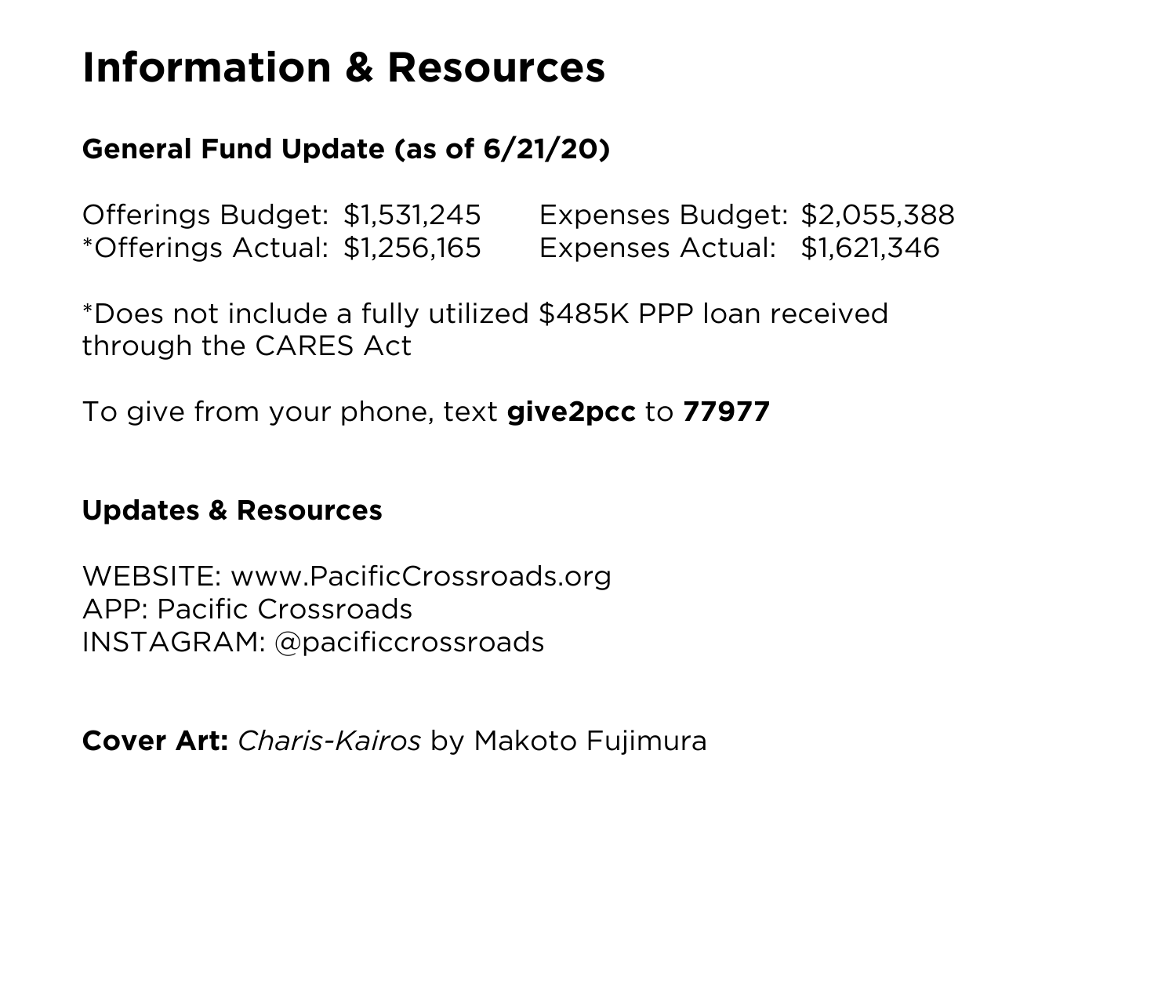# Information & Resources

## General Fund Update (as of 6/21/20)

| | | | |
|---|---|---|---|
| Offerings Budget: | $1,531,245 | Expenses Budget: | $2,055,388 |
| *Offerings Actual: | $1,256,165 | Expenses Actual: | $1,621,346 |

*Does not include a fully utilized $485K PPP loan received through the CARES Act

To give from your phone, text **give2pcc** to **77977**

## Updates & Resources

WEBSITE: www.PacificCrossroads.org
APP: Pacific Crossroads
INSTAGRAM: @pacificcrossroads

**Cover Art:** *Charis-Kairos* by Makoto Fujimura